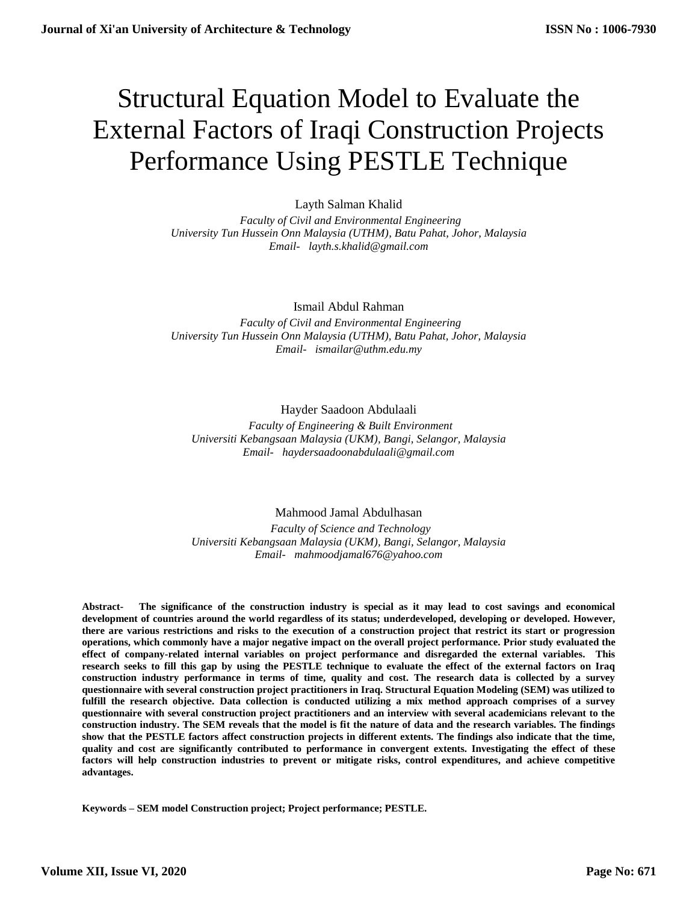# Structural Equation Model to Evaluate the External Factors of Iraqi Construction Projects Performance Using PESTLE Technique

Layth Salman Khalid

*Faculty of Civil and Environmental Engineering*
*University Tun Hussein Onn Malaysia (UTHM), Batu Pahat, Johor, Malaysia*
*Email- layth.s.khalid@gmail.com*

Ismail Abdul Rahman

*Faculty of Civil and Environmental Engineering*
*University Tun Hussein Onn Malaysia (UTHM), Batu Pahat, Johor, Malaysia*
*Email- ismailar@uthm.edu.my*

Hayder Saadoon Abdulaali

*Faculty of Engineering & Built Environment*
*Universiti Kebangsaan Malaysia (UKM), Bangi, Selangor, Malaysia*
*Email- haydersaadoonabdulaali@gmail.com*

Mahmood Jamal Abdulhasan

*Faculty of Science and Technology*
*Universiti Kebangsaan Malaysia (UKM), Bangi, Selangor, Malaysia*
*Email- mahmoodjamal676@yahoo.com*

**Abstract- The significance of the construction industry is special as it may lead to cost savings and economical development of countries around the world regardless of its status; underdeveloped, developing or developed. However, there are various restrictions and risks to the execution of a construction project that restrict its start or progression operations, which commonly have a major negative impact on the overall project performance. Prior study evaluated the effect of company-related internal variables on project performance and disregarded the external variables. This research seeks to fill this gap by using the PESTLE technique to evaluate the effect of the external factors on Iraq construction industry performance in terms of time, quality and cost. The research data is collected by a survey questionnaire with several construction project practitioners in Iraq. Structural Equation Modeling (SEM) was utilized to fulfill the research objective. Data collection is conducted utilizing a mix method approach comprises of a survey questionnaire with several construction project practitioners and an interview with several academicians relevant to the construction industry. The SEM reveals that the model is fit the nature of data and the research variables. The findings show that the PESTLE factors affect construction projects in different extents. The findings also indicate that the time, quality and cost are significantly contributed to performance in convergent extents. Investigating the effect of these factors will help construction industries to prevent or mitigate risks, control expenditures, and achieve competitive advantages.**

**Keywords – SEM model Construction project; Project performance; PESTLE.**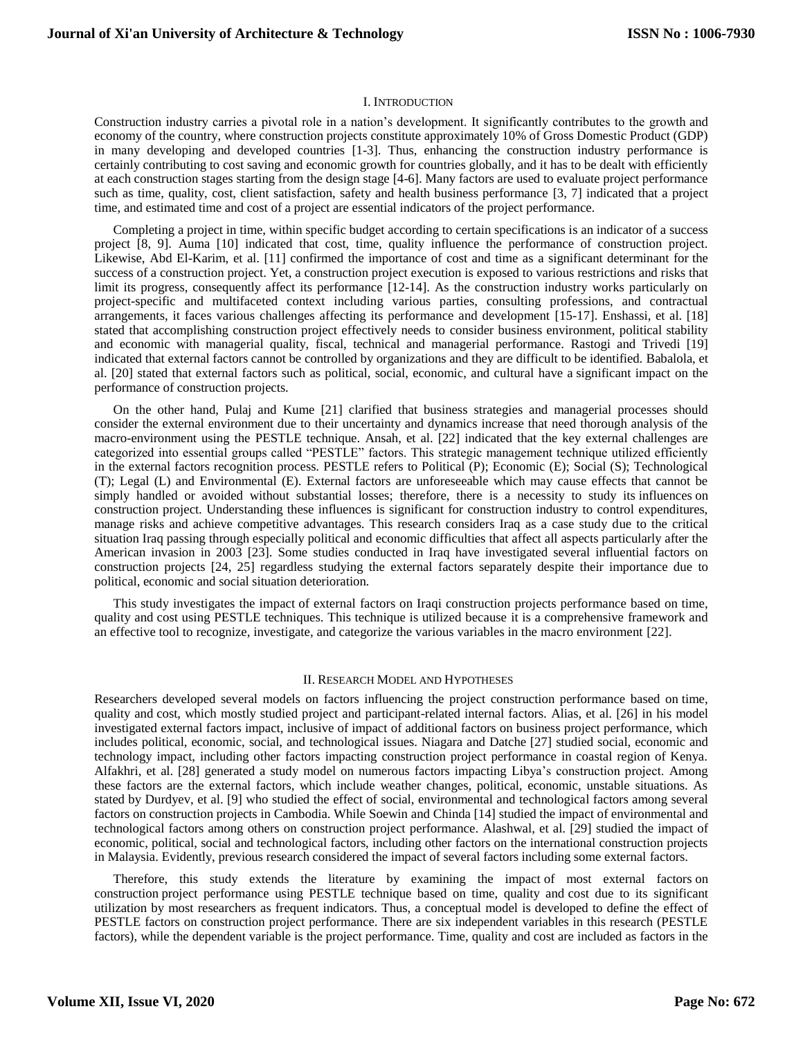## I. Introduction

Construction industry carries a pivotal role in a nation's development. It significantly contributes to the growth and economy of the country, where construction projects constitute approximately 10% of Gross Domestic Product (GDP) in many developing and developed countries [1-3]. Thus, enhancing the construction industry performance is certainly contributing to cost saving and economic growth for countries globally, and it has to be dealt with efficiently at each construction stages starting from the design stage [4-6]. Many factors are used to evaluate project performance such as time, quality, cost, client satisfaction, safety and health business performance [3, 7] indicated that a project time, and estimated time and cost of a project are essential indicators of the project performance.

Completing a project in time, within specific budget according to certain specifications is an indicator of a success project [8, 9]. Auma [10] indicated that cost, time, quality influence the performance of construction project. Likewise, Abd El-Karim, et al. [11] confirmed the importance of cost and time as a significant determinant for the success of a construction project. Yet, a construction project execution is exposed to various restrictions and risks that limit its progress, consequently affect its performance [12-14]. As the construction industry works particularly on project-specific and multifaceted context including various parties, consulting professions, and contractual arrangements, it faces various challenges affecting its performance and development [15-17]. Enshassi, et al. [18] stated that accomplishing construction project effectively needs to consider business environment, political stability and economic with managerial quality, fiscal, technical and managerial performance. Rastogi and Trivedi [19] indicated that external factors cannot be controlled by organizations and they are difficult to be identified. Babalola, et al. [20] stated that external factors such as political, social, economic, and cultural have a significant impact on the performance of construction projects.

On the other hand, Pulaj and Kume [21] clarified that business strategies and managerial processes should consider the external environment due to their uncertainty and dynamics increase that need thorough analysis of the macro-environment using the PESTLE technique. Ansah, et al. [22] indicated that the key external challenges are categorized into essential groups called "PESTLE" factors. This strategic management technique utilized efficiently in the external factors recognition process. PESTLE refers to Political (P); Economic (E); Social (S); Technological (T); Legal (L) and Environmental (E). External factors are unforeseeable which may cause effects that cannot be simply handled or avoided without substantial losses; therefore, there is a necessity to study its influences on construction project. Understanding these influences is significant for construction industry to control expenditures, manage risks and achieve competitive advantages. This research considers Iraq as a case study due to the critical situation Iraq passing through especially political and economic difficulties that affect all aspects particularly after the American invasion in 2003 [23]. Some studies conducted in Iraq have investigated several influential factors on construction projects [24, 25] regardless studying the external factors separately despite their importance due to political, economic and social situation deterioration.

This study investigates the impact of external factors on Iraqi construction projects performance based on time, quality and cost using PESTLE techniques. This technique is utilized because it is a comprehensive framework and an effective tool to recognize, investigate, and categorize the various variables in the macro environment [22].

## II. Research Model and Hypotheses

Researchers developed several models on factors influencing the project construction performance based on time, quality and cost, which mostly studied project and participant-related internal factors. Alias, et al. [26] in his model investigated external factors impact, inclusive of impact of additional factors on business project performance, which includes political, economic, social, and technological issues. Niagara and Datche [27] studied social, economic and technology impact, including other factors impacting construction project performance in coastal region of Kenya. Alfakhri, et al. [28] generated a study model on numerous factors impacting Libya's construction project. Among these factors are the external factors, which include weather changes, political, economic, unstable situations. As stated by Durdyev, et al. [9] who studied the effect of social, environmental and technological factors among several factors on construction projects in Cambodia. While Soewin and Chinda [14] studied the impact of environmental and technological factors among others on construction project performance. Alashwal, et al. [29] studied the impact of economic, political, social and technological factors, including other factors on the international construction projects in Malaysia. Evidently, previous research considered the impact of several factors including some external factors.

Therefore, this study extends the literature by examining the impact of most external factors on construction project performance using PESTLE technique based on time, quality and cost due to its significant utilization by most researchers as frequent indicators. Thus, a conceptual model is developed to define the effect of PESTLE factors on construction project performance. There are six independent variables in this research (PESTLE factors), while the dependent variable is the project performance. Time, quality and cost are included as factors in the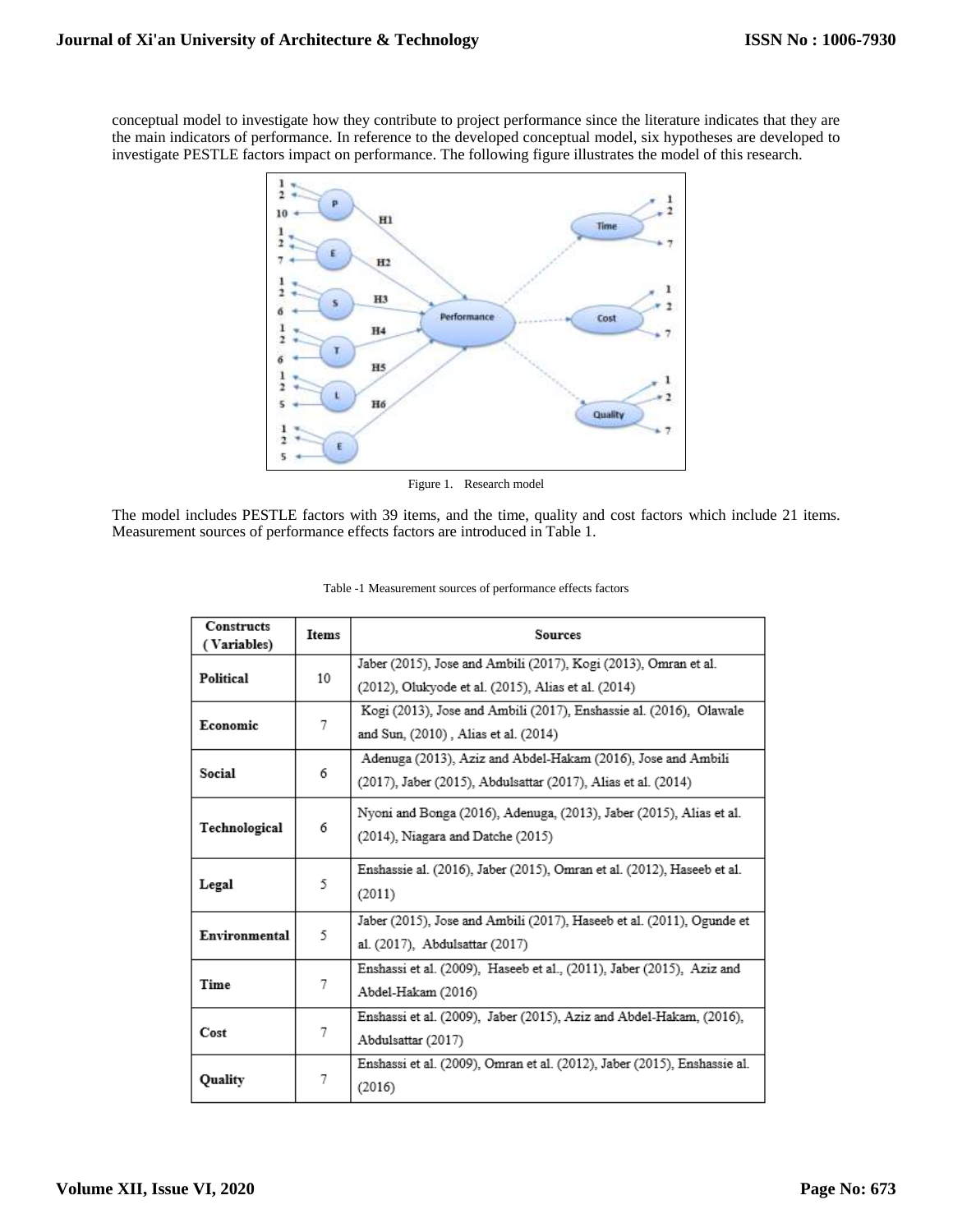conceptual model to investigate how they contribute to project performance since the literature indicates that they are the main indicators of performance. In reference to the developed conceptual model, six hypotheses are developed to investigate PESTLE factors impact on performance. The following figure illustrates the model of this research.

Figure 1. Research model

The model includes PESTLE factors with 39 items, and the time, quality and cost factors which include 21 items. Measurement sources of performance effects factors are introduced in Table 1.

Table -1 Measurement sources of performance effects factors

| Constructs (Variables) | Items | Sources |
|---|---|---|
| Political | 10 | Jaber (2015), Jose and Ambili (2017), Kogi (2013), Omran et al. (2012), Olukyode et al. (2015), Alias et al. (2014) |
| Economic | 7 | Kogi (2013), Jose and Ambili (2017), Enshassie al. (2016), Olawale and Sun, (2010) , Alias et al. (2014) |
| Social | 6 | Adenuga (2013), Aziz and Abdel-Hakam (2016), Jose and Ambili (2017), Jaber (2015), Abdulsattar (2017), Alias et al. (2014) |
| Technological | 6 | Nyoni and Bonga (2016), Adenuga, (2013), Jaber (2015), Alias et al. (2014), Niagara and Datche (2015) |
| Legal | 5 | Enshassie al. (2016), Jaber (2015), Omran et al. (2012), Haseeb et al. (2011) |
| Environmental | 5 | Jaber (2015), Jose and Ambili (2017), Haseeb et al. (2011), Ogunde et al. (2017), Abdulsattar (2017) |
| Time | 7 | Enshassi et al. (2009), Haseeb et al., (2011), Jaber (2015), Aziz and Abdel-Hakam (2016) |
| Cost | 7 | Enshassi et al. (2009), Jaber (2015), Aziz and Abdel-Hakam, (2016), Abdulsattar (2017) |
| Quality | 7 | Enshassi et al. (2009), Omran et al. (2012), Jaber (2015), Enshassie al. (2016) |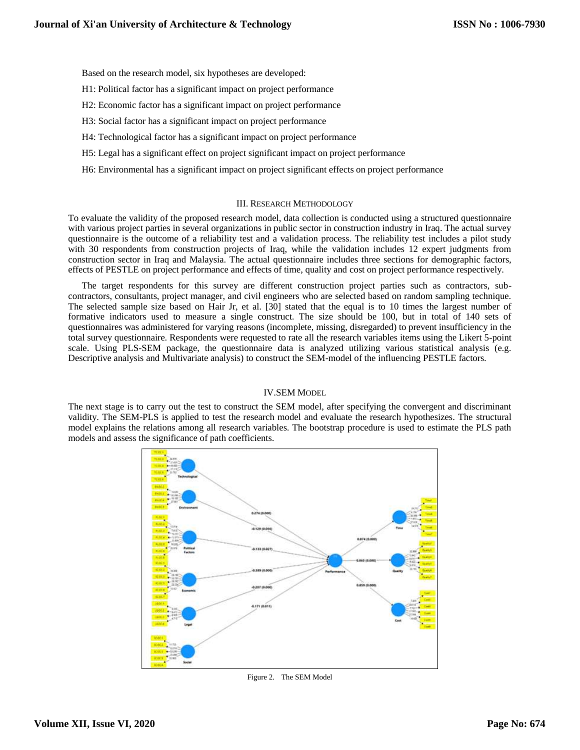Based on the research model, six hypotheses are developed:

H1: Political factor has a significant impact on project performance

H2: Economic factor has a significant impact on project performance

H3: Social factor has a significant impact on project performance

H4: Technological factor has a significant impact on project performance

H5: Legal has a significant effect on project significant impact on project performance

H6: Environmental has a significant impact on project significant effects on project performance

## III. Research Methodology

To evaluate the validity of the proposed research model, data collection is conducted using a structured questionnaire with various project parties in several organizations in public sector in construction industry in Iraq. The actual survey questionnaire is the outcome of a reliability test and a validation process. The reliability test includes a pilot study with 30 respondents from construction projects of Iraq, while the validation includes 12 expert judgments from construction sector in Iraq and Malaysia. The actual questionnaire includes three sections for demographic factors, effects of PESTLE on project performance and effects of time, quality and cost on project performance respectively.

The target respondents for this survey are different construction project parties such as contractors, sub-contractors, consultants, project manager, and civil engineers who are selected based on random sampling technique. The selected sample size based on Hair Jr, et al. [30] stated that the equal is to 10 times the largest number of formative indicators used to measure a single construct. The size should be 100, but in total of 140 sets of questionnaires was administered for varying reasons (incomplete, missing, disregarded) to prevent insufficiency in the total survey questionnaire. Respondents were requested to rate all the research variables items using the Likert 5-point scale. Using PLS-SEM package, the questionnaire data is analyzed utilizing various statistical analysis (e.g. Descriptive analysis and Multivariate analysis) to construct the SEM-model of the influencing PESTLE factors.

## IV. SEM Model

The next stage is to carry out the test to construct the SEM model, after specifying the convergent and discriminant validity. The SEM-PLS is applied to test the research model and evaluate the research hypothesizes. The structural model explains the relations among all research variables. The bootstrap procedure is used to estimate the PLS path models and assess the significance of path coefficients.

Figure 2. The SEM Model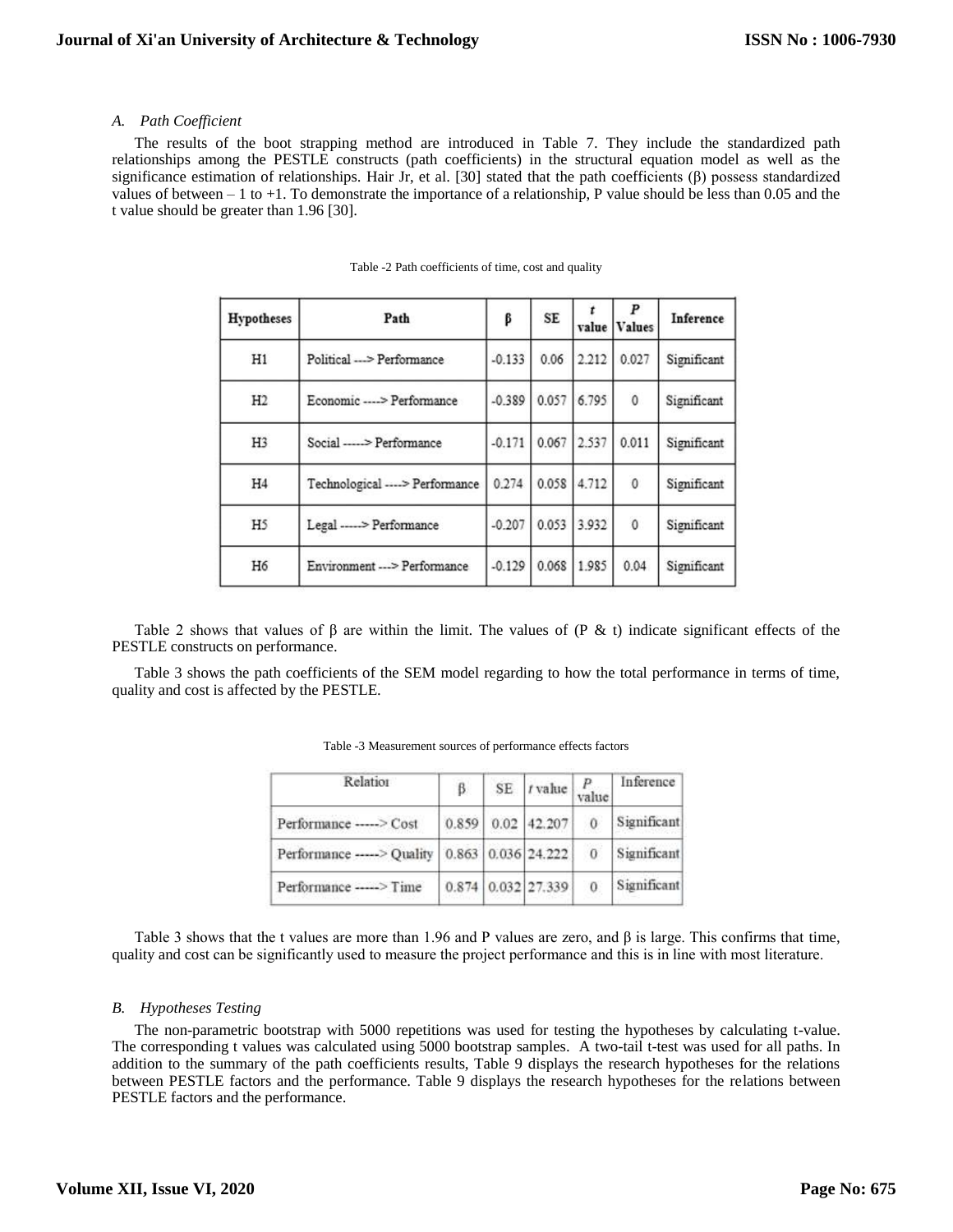### A. Path Coefficient

The results of the boot strapping method are introduced in Table 7. They include the standardized path relationships among the PESTLE constructs (path coefficients) in the structural equation model as well as the significance estimation of relationships. Hair Jr, et al. [30] stated that the path coefficients (β) possess standardized values of between – 1 to +1. To demonstrate the importance of a relationship, P value should be less than 0.05 and the t value should be greater than 1.96 [30].

Table -2 Path coefficients of time, cost and quality

| Hypotheses | Path | β | SE | t value | P Values | Inference |
|---|---|---|---|---|---|---|
| H1 | Political ---> Performance | -0.133 | 0.06 | 2.212 | 0.027 | Significant |
| H2 | Economic ----> Performance | -0.389 | 0.057 | 6.795 | 0 | Significant |
| H3 | Social -----> Performance | -0.171 | 0.067 | 2.537 | 0.011 | Significant |
| H4 | Technological ----> Performance | 0.274 | 0.058 | 4.712 | 0 | Significant |
| H5 | Legal -----> Performance | -0.207 | 0.053 | 3.932 | 0 | Significant |
| H6 | Environment ---> Performance | -0.129 | 0.068 | 1.985 | 0.04 | Significant |

Table 2 shows that values of β are within the limit. The values of (P & t) indicate significant effects of the PESTLE constructs on performance.

Table 3 shows the path coefficients of the SEM model regarding to how the total performance in terms of time, quality and cost is affected by the PESTLE.

Table -3 Measurement sources of performance effects factors

| Relation | β | SE | t value | P value | Inference |
|---|---|---|---|---|---|
| Performance -----> Cost | 0.859 | 0.02 | 42.207 | 0 | Significant |
| Performance -----> Quality | 0.863 | 0.036 | 24.222 | 0 | Significant |
| Performance -----> Time | 0.874 | 0.032 | 27.339 | 0 | Significant |

Table 3 shows that the t values are more than 1.96 and P values are zero, and β is large. This confirms that time, quality and cost can be significantly used to measure the project performance and this is in line with most literature.

### B. Hypotheses Testing

The non-parametric bootstrap with 5000 repetitions was used for testing the hypotheses by calculating t-value. The corresponding t values was calculated using 5000 bootstrap samples. A two-tail t-test was used for all paths. In addition to the summary of the path coefficients results, Table 9 displays the research hypotheses for the relations between PESTLE factors and the performance. Table 9 displays the research hypotheses for the relations between PESTLE factors and the performance.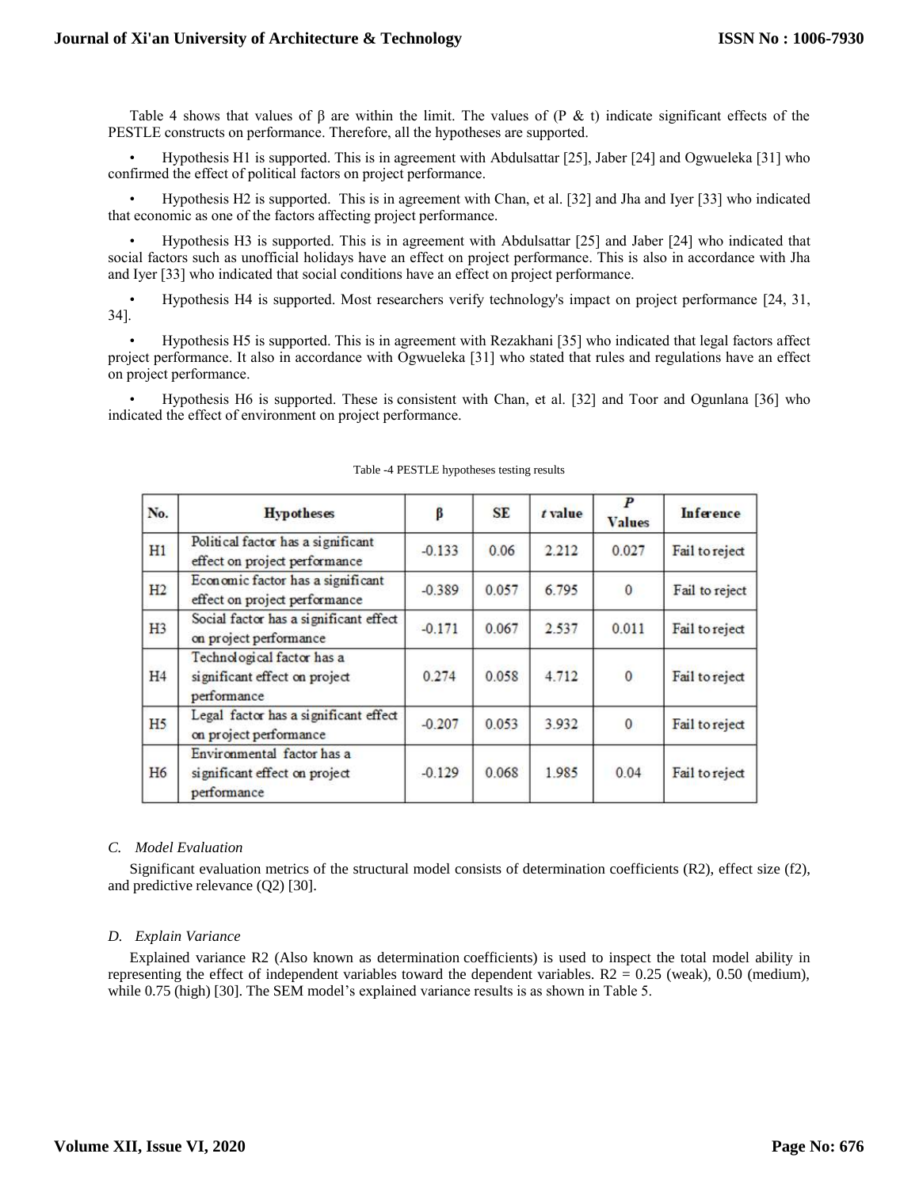Table 4 shows that values of β are within the limit. The values of (P & t) indicate significant effects of the PESTLE constructs on performance. Therefore, all the hypotheses are supported.

- Hypothesis H1 is supported. This is in agreement with Abdulsattar [25], Jaber [24] and Ogwueleka [31] who confirmed the effect of political factors on project performance.
- Hypothesis H2 is supported. This is in agreement with Chan, et al. [32] and Jha and Iyer [33] who indicated that economic as one of the factors affecting project performance.
- Hypothesis H3 is supported. This is in agreement with Abdulsattar [25] and Jaber [24] who indicated that social factors such as unofficial holidays have an effect on project performance. This is also in accordance with Jha and Iyer [33] who indicated that social conditions have an effect on project performance.
- Hypothesis H4 is supported. Most researchers verify technology's impact on project performance [24, 31, 34].
- Hypothesis H5 is supported. This is in agreement with Rezakhani [35] who indicated that legal factors affect project performance. It also in accordance with Ogwueleka [31] who stated that rules and regulations have an effect on project performance.
- Hypothesis H6 is supported. These is consistent with Chan, et al. [32] and Toor and Ogunlana [36] who indicated the effect of environment on project performance.

Table -4 PESTLE hypotheses testing results

| No. | Hypotheses | β | SE | *t* value | *P* Values | Inference |
|---|---|---|---|---|---|---|
| H1 | Political factor has a significant effect on project performance | -0.133 | 0.06 | 2.212 | 0.027 | Fail to reject |
| H2 | Economic factor has a significant effect on project performance | -0.389 | 0.057 | 6.795 | 0 | Fail to reject |
| H3 | Social factor has a significant effect on project performance | -0.171 | 0.067 | 2.537 | 0.011 | Fail to reject |
| H4 | Technological factor has a significant effect on project performance | 0.274 | 0.058 | 4.712 | 0 | Fail to reject |
| H5 | Legal factor has a significant effect on project performance | -0.207 | 0.053 | 3.932 | 0 | Fail to reject |
| H6 | Environmental factor has a significant effect on project performance | -0.129 | 0.068 | 1.985 | 0.04 | Fail to reject |

### *C. Model Evaluation*

Significant evaluation metrics of the structural model consists of determination coefficients ($R^2$), effect size ($f^2$), and predictive relevance ($Q^2$) [30].

### *D. Explain Variance*

Explained variance $R^2$ (Also known as determination coefficients) is used to inspect the total model ability in representing the effect of independent variables toward the dependent variables. $R^2 = 0.25$ (weak), 0.50 (medium), while 0.75 (high) [30]. The SEM model's explained variance results is as shown in Table 5.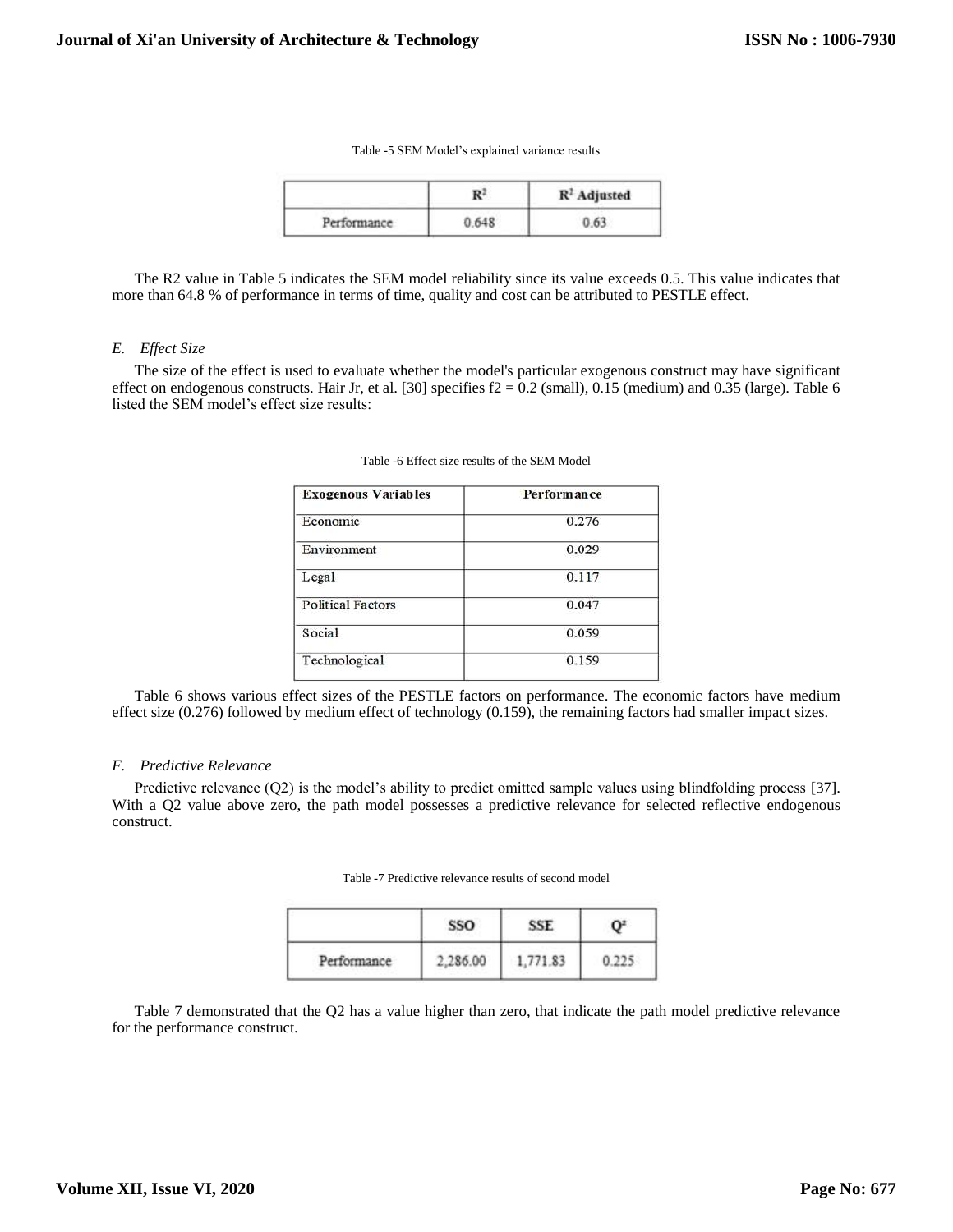Table -5 SEM Model's explained variance results

| | $R^2$ | $R^2$ Adjusted |
|---|---|---|
| Performance | 0.648 | 0.63 |

The R2 value in Table 5 indicates the SEM model reliability since its value exceeds 0.5. This value indicates that more than 64.8 % of performance in terms of time, quality and cost can be attributed to PESTLE effect.

### *E. Effect Size*

The size of the effect is used to evaluate whether the model's particular exogenous construct may have significant effect on endogenous constructs. Hair Jr, et al. [30] specifies f2 = 0.2 (small), 0.15 (medium) and 0.35 (large). Table 6 listed the SEM model's effect size results:

Table -6 Effect size results of the SEM Model

| Exogenous Variables | Performance |
|---|---|
| Economic | 0.276 |
| Environment | 0.029 |
| Legal | 0.117 |
| Political Factors | 0.047 |
| Social | 0.059 |
| Technological | 0.159 |

Table 6 shows various effect sizes of the PESTLE factors on performance. The economic factors have medium effect size (0.276) followed by medium effect of technology (0.159), the remaining factors had smaller impact sizes.

### *F. Predictive Relevance*

Predictive relevance (Q2) is the model's ability to predict omitted sample values using blindfolding process [37]. With a Q2 value above zero, the path model possesses a predictive relevance for selected reflective endogenous construct.

Table -7 Predictive relevance results of second model

| | SSO | SSE | $Q^2$ |
|---|---|---|---|
| Performance | 2,286.00 | 1,771.83 | 0.225 |

Table 7 demonstrated that the Q2 has a value higher than zero, that indicate the path model predictive relevance for the performance construct.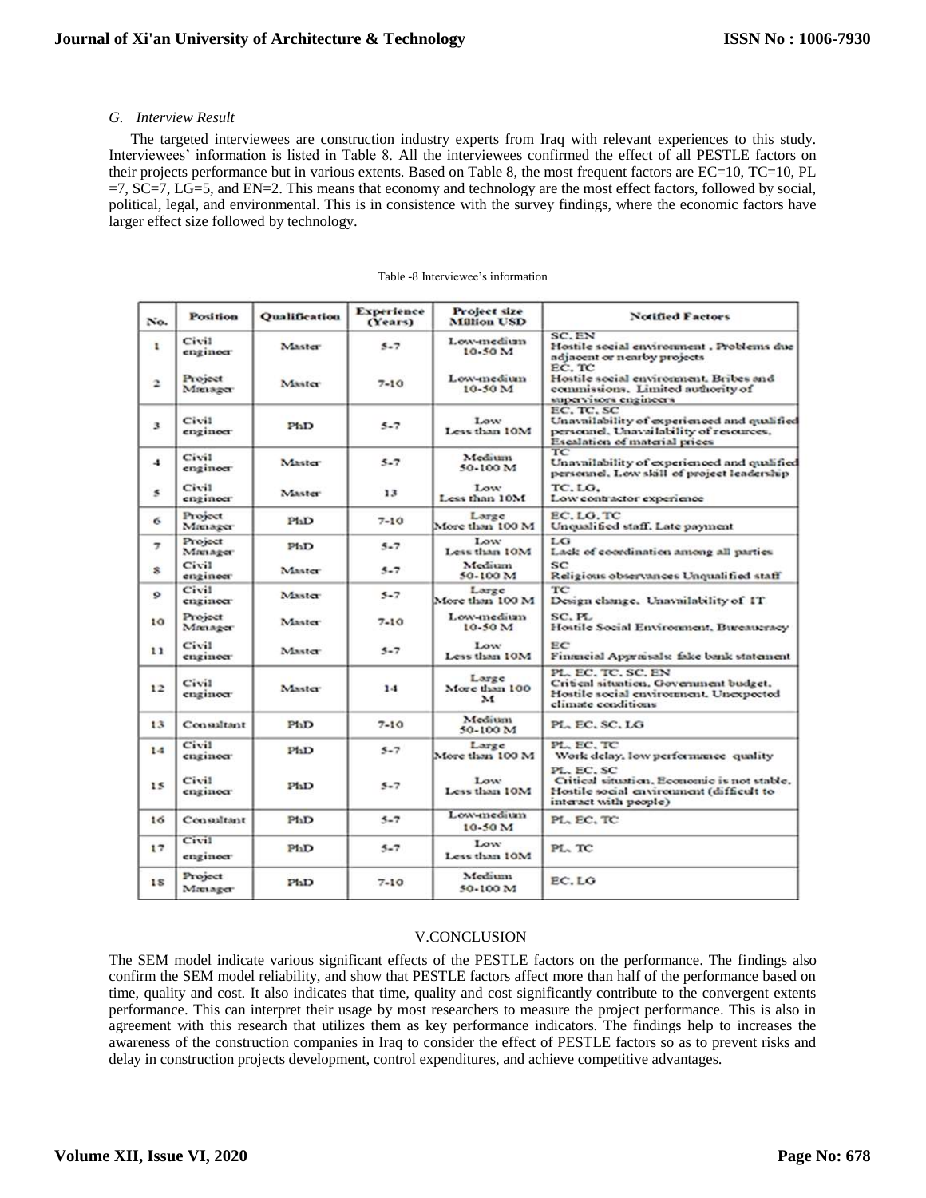### G. Interview Result

The targeted interviewees are construction industry experts from Iraq with relevant experiences to this study. Interviewees' information is listed in Table 8. All the interviewees confirmed the effect of all PESTLE factors on their projects performance but in various extents. Based on Table 8, the most frequent factors are EC=10, TC=10, PL =7, SC=7, LG=5, and EN=2. This means that economy and technology are the most effect factors, followed by social, political, legal, and environmental. This is in consistence with the survey findings, where the economic factors have larger effect size followed by technology.

Table -8 Interviewee's information

| No. | Position | Qualification | Experience (Years) | Project size Million USD | Notified Factors |
|---|---|---|---|---|---|
| 1 | Civil engineer | Master | 5-7 | Low-medium 10-50 M | SC, EN Hostile social environment, Problems due adjacent or nearby projects |
| 2 | Project Manager | Master | 7-10 | Low-medium 10-50 M | EC, TC Hostile social environment, Bribes and commissions, Limited authority of supervisors engineers |
| 3 | Civil engineer | PhD | 5-7 | Low Less than 10M | EC, TC, SC Unavailability of experienced and qualified personnel, Unavailability of resources, Escalation of material prices |
| 4 | Civil engineer | Master | 5-7 | Medium 50-100 M | TC Unavailability of experienced and qualified personnel, Low skill of project leadership |
| 5 | Civil engineer | Master | 13 | Low Less than 10M | TC, LG, Low contractor experience |
| 6 | Project Manager | PhD | 7-10 | Large More than 100 M | EC, LG, TC Unqualified staff, Late payment |
| 7 | Project Manager | PhD | 5-7 | Low Less than 10M | LG Lack of coordination among all parties |
| 8 | Civil engineer | Master | 5-7 | Medium 50-100 M | SC Religious observances Unqualified staff |
| 9 | Civil engineer | Master | 5-7 | Large More than 100 M | TC Design change, Unavailability of IT |
| 10 | Project Manager | Master | 7-10 | Low-medium 10-50 M | SC, PL Hostile Social Environment, Bureaucracy |
| 11 | Civil engineer | Master | 5-7 | Low Less than 10M | EC Financial Appraisals: fake bank statement |
| 12 | Civil engineer | Master | 14 | Large More than 100 M | PL, EC, TC, SC, EN Critical situation, Government budget, Hostile social environment, Unexpected climate conditions |
| 13 | Consultant | PhD | 7-10 | Medium 50-100 M | PL, EC, SC, LG |
| 14 | Civil engineer | PhD | 5-7 | Large More than 100 M | PL, EC, TC Work delay, low performance quality |
| 15 | Civil engineer | PhD | 5-7 | Low Less than 10M | PL, EC, SC Critical situation, Economic is not stable, Hostile social environment (difficult to interact with people) |
| 16 | Consultant | PhD | 5-7 | Low-medium 10-50 M | PL, EC, TC |
| 17 | Civil engineer | PhD | 5-7 | Low Less than 10M | PL, TC |
| 18 | Project Manager | PhD | 7-10 | Medium 50-100 M | EC, LG |

## V. CONCLUSION

The SEM model indicate various significant effects of the PESTLE factors on the performance. The findings also confirm the SEM model reliability, and show that PESTLE factors affect more than half of the performance based on time, quality and cost. It also indicates that time, quality and cost significantly contribute to the convergent extents performance. This can interpret their usage by most researchers to measure the project performance. This is also in agreement with this research that utilizes them as key performance indicators. The findings help to increases the awareness of the construction companies in Iraq to consider the effect of PESTLE factors so as to prevent risks and delay in construction projects development, control expenditures, and achieve competitive advantages.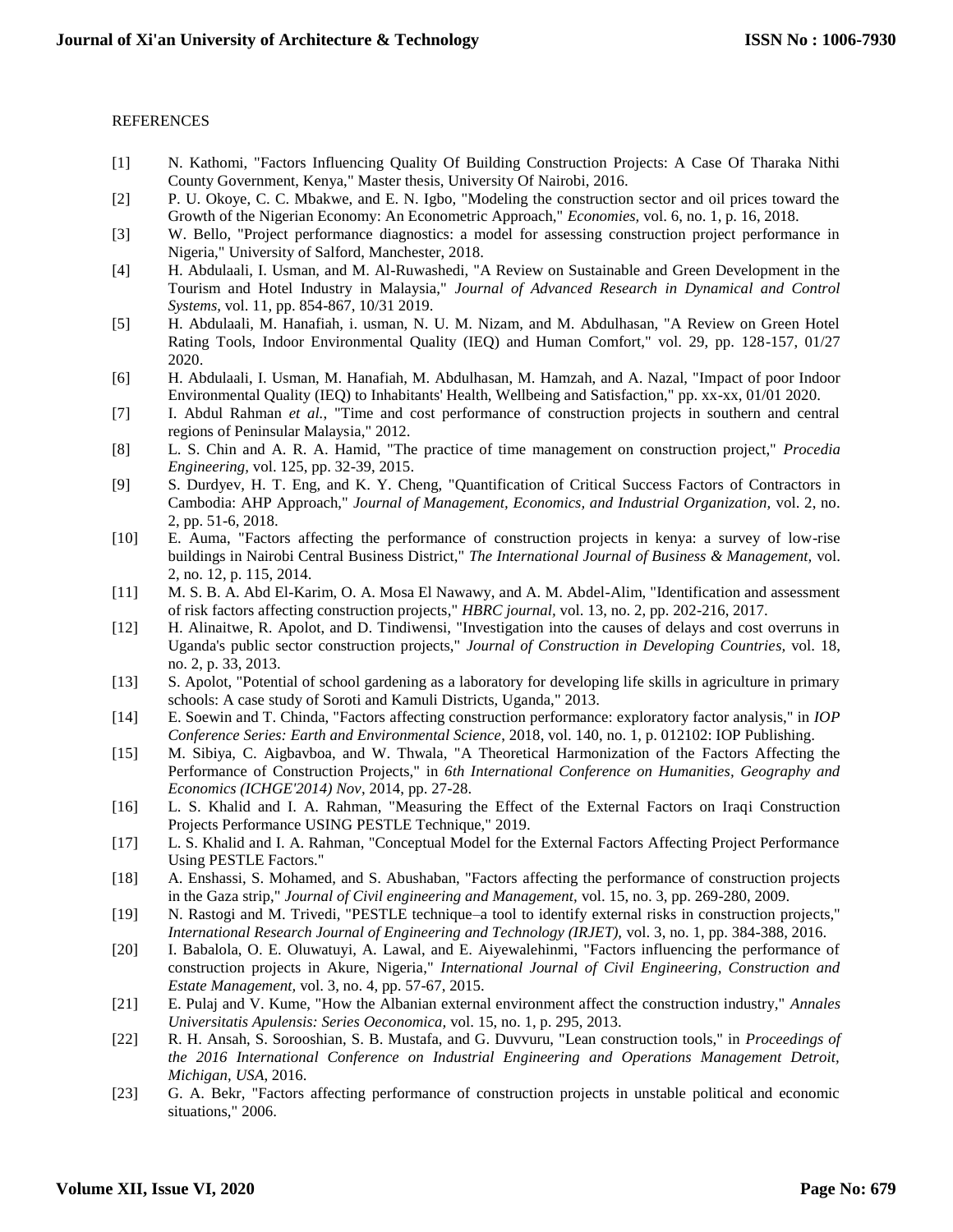REFERENCES

[1] N. Kathomi, "Factors Influencing Quality Of Building Construction Projects: A Case Of Tharaka Nithi County Government, Kenya," Master thesis, University Of Nairobi, 2016.

[2] P. U. Okoye, C. C. Mbakwe, and E. N. Igbo, "Modeling the construction sector and oil prices toward the Growth of the Nigerian Economy: An Econometric Approach," *Economies,* vol. 6, no. 1, p. 16, 2018.

[3] W. Bello, "Project performance diagnostics: a model for assessing construction project performance in Nigeria," University of Salford, Manchester, 2018.

[4] H. Abdulaali, I. Usman, and M. Al-Ruwashedi, "A Review on Sustainable and Green Development in the Tourism and Hotel Industry in Malaysia," *Journal of Advanced Research in Dynamical and Control Systems,* vol. 11, pp. 854-867, 10/31 2019.

[5] H. Abdulaali, M. Hanafiah, i. usman, N. U. M. Nizam, and M. Abdulhasan, "A Review on Green Hotel Rating Tools, Indoor Environmental Quality (IEQ) and Human Comfort," vol. 29, pp. 128-157, 01/27 2020.

[6] H. Abdulaali, I. Usman, M. Hanafiah, M. Abdulhasan, M. Hamzah, and A. Nazal, "Impact of poor Indoor Environmental Quality (IEQ) to Inhabitants' Health, Wellbeing and Satisfaction," pp. xx-xx, 01/01 2020.

[7] I. Abdul Rahman *et al.*, "Time and cost performance of construction projects in southern and central regions of Peninsular Malaysia," 2012.

[8] L. S. Chin and A. R. A. Hamid, "The practice of time management on construction project," *Procedia Engineering,* vol. 125, pp. 32-39, 2015.

[9] S. Durdyev, H. T. Eng, and K. Y. Cheng, "Quantification of Critical Success Factors of Contractors in Cambodia: AHP Approach," *Journal of Management, Economics, and Industrial Organization,* vol. 2, no. 2, pp. 51-6, 2018.

[10] E. Auma, "Factors affecting the performance of construction projects in kenya: a survey of low-rise buildings in Nairobi Central Business District," *The International Journal of Business & Management,* vol. 2, no. 12, p. 115, 2014.

[11] M. S. B. A. Abd El-Karim, O. A. Mosa El Nawawy, and A. M. Abdel-Alim, "Identification and assessment of risk factors affecting construction projects," *HBRC journal,* vol. 13, no. 2, pp. 202-216, 2017.

[12] H. Alinaitwe, R. Apolot, and D. Tindiwensi, "Investigation into the causes of delays and cost overruns in Uganda's public sector construction projects," *Journal of Construction in Developing Countries,* vol. 18, no. 2, p. 33, 2013.

[13] S. Apolot, "Potential of school gardening as a laboratory for developing life skills in agriculture in primary schools: A case study of Soroti and Kamuli Districts, Uganda," 2013.

[14] E. Soewin and T. Chinda, "Factors affecting construction performance: exploratory factor analysis," in *IOP Conference Series: Earth and Environmental Science*, 2018, vol. 140, no. 1, p. 012102: IOP Publishing.

[15] M. Sibiya, C. Aigbavboa, and W. Thwala, "A Theoretical Harmonization of the Factors Affecting the Performance of Construction Projects," in *6th International Conference on Humanities, Geography and Economics (ICHGE'2014) Nov*, 2014, pp. 27-28.

[16] L. S. Khalid and I. A. Rahman, "Measuring the Effect of the External Factors on Iraqi Construction Projects Performance USING PESTLE Technique," 2019.

[17] L. S. Khalid and I. A. Rahman, "Conceptual Model for the External Factors Affecting Project Performance Using PESTLE Factors."

[18] A. Enshassi, S. Mohamed, and S. Abushaban, "Factors affecting the performance of construction projects in the Gaza strip," *Journal of Civil engineering and Management,* vol. 15, no. 3, pp. 269-280, 2009.

[19] N. Rastogi and M. Trivedi, "PESTLE technique–a tool to identify external risks in construction projects," *International Research Journal of Engineering and Technology (IRJET),* vol. 3, no. 1, pp. 384-388, 2016.

[20] I. Babalola, O. E. Oluwatuyi, A. Lawal, and E. Aiyewalehinmi, "Factors influencing the performance of construction projects in Akure, Nigeria," *International Journal of Civil Engineering, Construction and Estate Management,* vol. 3, no. 4, pp. 57-67, 2015.

[21] E. Pulaj and V. Kume, "How the Albanian external environment affect the construction industry," *Annales Universitatis Apulensis: Series Oeconomica,* vol. 15, no. 1, p. 295, 2013.

[22] R. H. Ansah, S. Sorooshian, S. B. Mustafa, and G. Duvvuru, "Lean construction tools," in *Proceedings of the 2016 International Conference on Industrial Engineering and Operations Management Detroit, Michigan, USA*, 2016.

[23] G. A. Bekr, "Factors affecting performance of construction projects in unstable political and economic situations," 2006.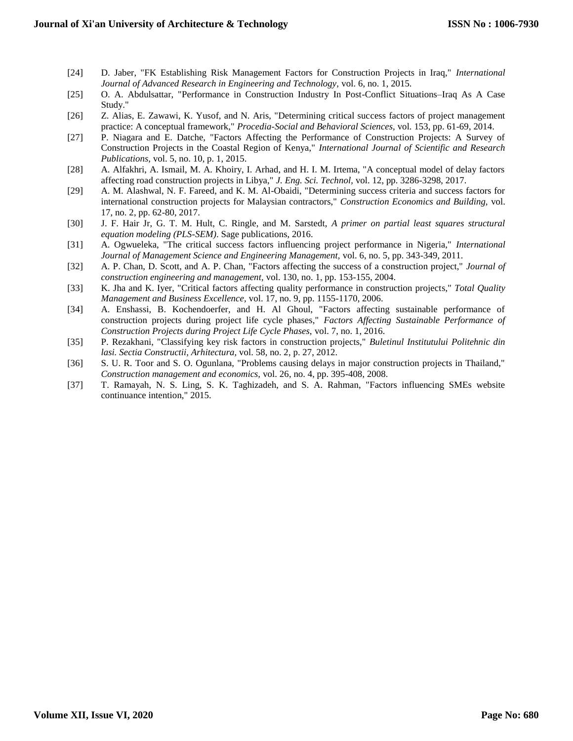[24] D. Jaber, "FK Establishing Risk Management Factors for Construction Projects in Iraq," *International Journal of Advanced Research in Engineering and Technology*, vol. 6, no. 1, 2015.

[25] O. A. Abdulsattar, "Performance in Construction Industry In Post-Conflict Situations–Iraq As A Case Study."

[26] Z. Alias, E. Zawawi, K. Yusof, and N. Aris, "Determining critical success factors of project management practice: A conceptual framework," *Procedia-Social and Behavioral Sciences,* vol. 153, pp. 61-69, 2014.

[27] P. Niagara and E. Datche, "Factors Affecting the Performance of Construction Projects: A Survey of Construction Projects in the Coastal Region of Kenya," *International Journal of Scientific and Research Publications,* vol. 5, no. 10, p. 1, 2015.

[28] A. Alfakhri, A. Ismail, M. A. Khoiry, I. Arhad, and H. I. M. Irtema, "A conceptual model of delay factors affecting road construction projects in Libya," *J. Eng. Sci. Technol,* vol. 12, pp. 3286-3298, 2017.

[29] A. M. Alashwal, N. F. Fareed, and K. M. Al-Obaidi, "Determining success criteria and success factors for international construction projects for Malaysian contractors," *Construction Economics and Building,* vol. 17, no. 2, pp. 62-80, 2017.

[30] J. F. Hair Jr, G. T. M. Hult, C. Ringle, and M. Sarstedt, *A primer on partial least squares structural equation modeling (PLS-SEM)*. Sage publications, 2016.

[31] A. Ogwueleka, "The critical success factors influencing project performance in Nigeria," *International Journal of Management Science and Engineering Management,* vol. 6, no. 5, pp. 343-349, 2011.

[32] A. P. Chan, D. Scott, and A. P. Chan, "Factors affecting the success of a construction project," *Journal of construction engineering and management,* vol. 130, no. 1, pp. 153-155, 2004.

[33] K. Jha and K. Iyer, "Critical factors affecting quality performance in construction projects," *Total Quality Management and Business Excellence,* vol. 17, no. 9, pp. 1155-1170, 2006.

[34] A. Enshassi, B. Kochendoerfer, and H. Al Ghoul, "Factors affecting sustainable performance of construction projects during project life cycle phases," *Factors Affecting Sustainable Performance of Construction Projects during Project Life Cycle Phases,* vol. 7, no. 1, 2016.

[35] P. Rezakhani, "Classifying key risk factors in construction projects," *Buletinul Institutului Politehnic din lasi. Sectia Constructii, Arhitectura,* vol. 58, no. 2, p. 27, 2012.

[36] S. U. R. Toor and S. O. Ogunlana, "Problems causing delays in major construction projects in Thailand," *Construction management and economics,* vol. 26, no. 4, pp. 395-408, 2008.

[37] T. Ramayah, N. S. Ling, S. K. Taghizadeh, and S. A. Rahman, "Factors influencing SMEs website continuance intention," 2015.